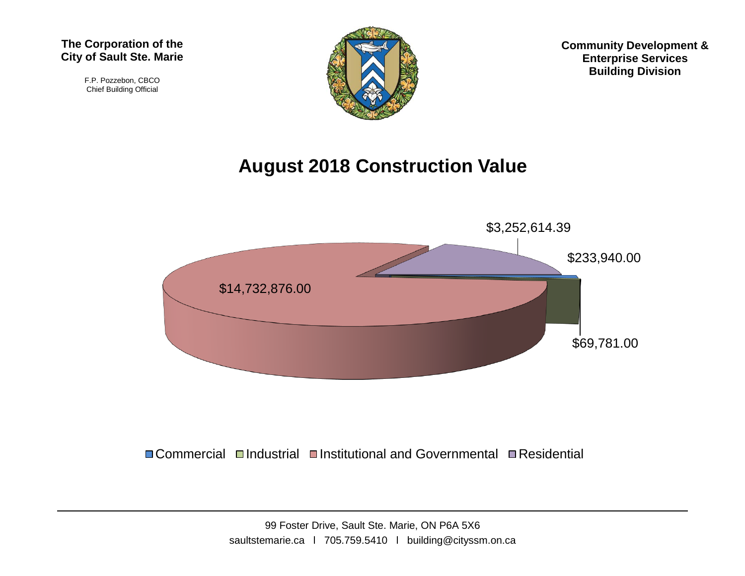**The Corporation of the City of Sault Ste. Marie**

F.P. Pozzebon, CBCO
Chief Building Official

**Community Development & Enterprise Services Building Division**

# August 2018 Construction Value

$3,252,614.39

$233,940.00

$14,732,876.00

$69,781.00

Commercial | Industrial | Institutional and Governmental | Residential

99 Foster Drive, Sault Ste. Marie, ON P6A 5X6
saultstemarie.ca l 705.759.5410 l building@cityssm.on.ca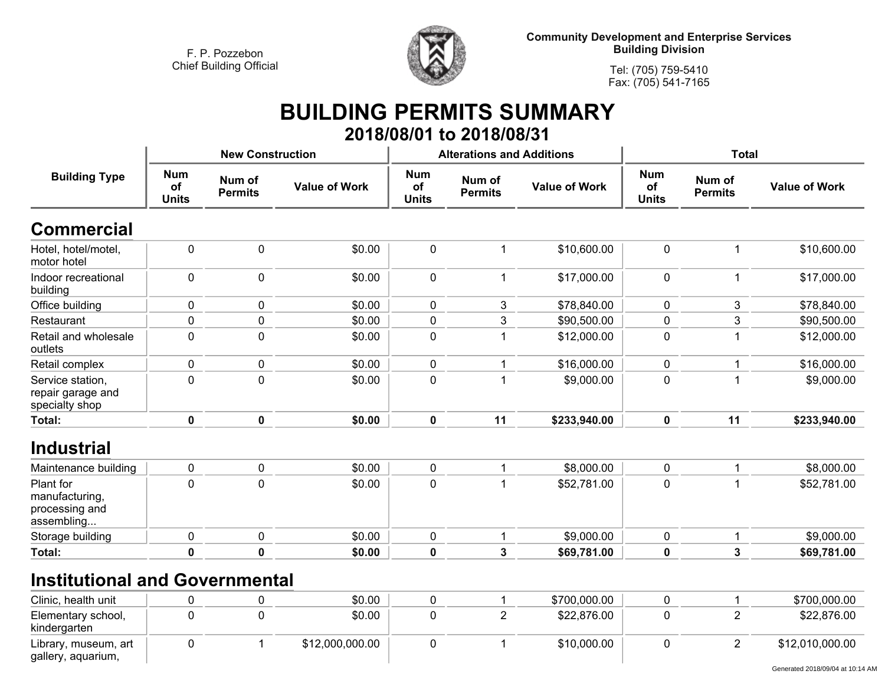F. P. Pozzebon
Chief Building Official

Community Development and Enterprise Services
Building Division

Tel: (705) 759-5410
Fax: (705) 541-7165

# BUILDING PERMITS SUMMARY

## 2018/08/01 to 2018/08/31

| Building Type | New Construction | | | Alterations and Additions | | | Total | | |
|---|---|---|---|---|---|---|---|---|---|
| | Num of Units | Num of Permits | Value of Work | Num of Units | Num of Permits | Value of Work | Num of Units | Num of Permits | Value of Work |
| **Commercial** | | | | | | | | | |
| Hotel, hotel/motel, motor hotel | 0 | 0 | $0.00 | 0 | 1 | $10,600.00 | 0 | 1 | $10,600.00 |
| Indoor recreational building | 0 | 0 | $0.00 | 0 | 1 | $17,000.00 | 0 | 1 | $17,000.00 |
| Office building | 0 | 0 | $0.00 | 0 | 3 | $78,840.00 | 0 | 3 | $78,840.00 |
| Restaurant | 0 | 0 | $0.00 | 0 | 3 | $90,500.00 | 0 | 3 | $90,500.00 |
| Retail and wholesale outlets | 0 | 0 | $0.00 | 0 | 1 | $12,000.00 | 0 | 1 | $12,000.00 |
| Retail complex | 0 | 0 | $0.00 | 0 | 1 | $16,000.00 | 0 | 1 | $16,000.00 |
| Service station, repair garage and specialty shop | 0 | 0 | $0.00 | 0 | 1 | $9,000.00 | 0 | 1 | $9,000.00 |
| **Total:** | **0** | **0** | **$0.00** | **0** | **11** | **$233,940.00** | **0** | **11** | **$233,940.00** |
| **Industrial** | | | | | | | | | |
| Maintenance building | 0 | 0 | $0.00 | 0 | 1 | $8,000.00 | 0 | 1 | $8,000.00 |
| Plant for manufacturing, processing and assembling... | 0 | 0 | $0.00 | 0 | 1 | $52,781.00 | 0 | 1 | $52,781.00 |
| Storage building | 0 | 0 | $0.00 | 0 | 1 | $9,000.00 | 0 | 1 | $9,000.00 |
| **Total:** | **0** | **0** | **$0.00** | **0** | **3** | **$69,781.00** | **0** | **3** | **$69,781.00** |
| **Institutional and Governmental** | | | | | | | | | |
| Clinic, health unit | 0 | 0 | $0.00 | 0 | 1 | $700,000.00 | 0 | 1 | $700,000.00 |
| Elementary school, kindergarten | 0 | 0 | $0.00 | 0 | 2 | $22,876.00 | 0 | 2 | $22,876.00 |
| Library, museum, art gallery, aquarium, | 0 | 1 | $12,000,000.00 | 0 | 1 | $10,000.00 | 0 | 2 | $12,010,000.00 |

Generated 2018/09/04 at 10:14 AM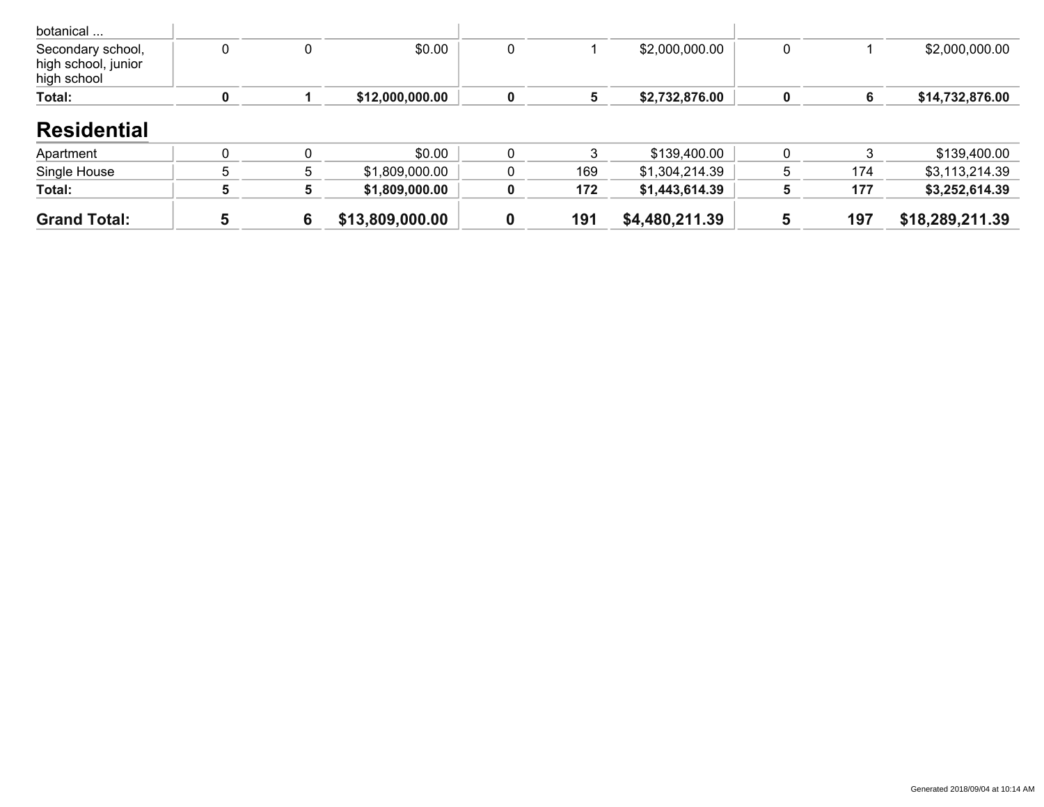| | | | | | | | | | |
|---|---|---|---|---|---|---|---|---|---|
| botanical ... | | | | | | | | | |
| Secondary school, high school, junior high school | 0 | 0 | $0.00 | 0 | 1 | $2,000,000.00 | 0 | 1 | $2,000,000.00 |
| **Total:** | **0** | **1** | **$12,000,000.00** | **0** | **5** | **$2,732,876.00** | **0** | **6** | **$14,732,876.00** |

## Residential

| | | | | | | | | | |
|---|---|---|---|---|---|---|---|---|---|
| Apartment | 0 | 0 | $0.00 | 0 | 3 | $139,400.00 | 0 | 3 | $139,400.00 |
| Single House | 5 | 5 | $1,809,000.00 | 0 | 169 | $1,304,214.39 | 5 | 174 | $3,113,214.39 |
| **Total:** | **5** | **5** | **$1,809,000.00** | **0** | **172** | **$1,443,614.39** | **5** | **177** | **$3,252,614.39** |
| **Grand Total:** | **5** | **6** | **$13,809,000.00** | **0** | **191** | **$4,480,211.39** | **5** | **197** | **$18,289,211.39** |

Generated 2018/09/04 at 10:14 AM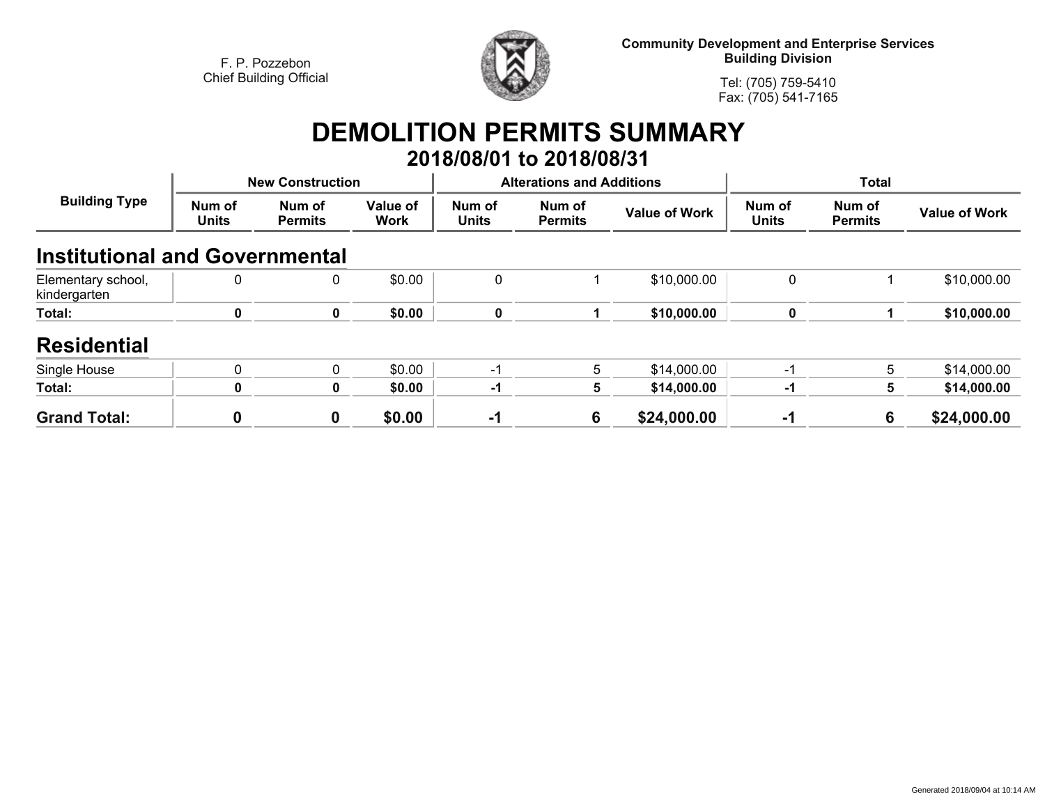F. P. Pozzebon
Chief Building Official

**Community Development and Enterprise Services**
**Building Division**

Tel: (705) 759-5410
Fax: (705) 541-7165

# DEMOLITION PERMITS SUMMARY

## 2018/08/01 to 2018/08/31

| Building Type | New Construction | | | Alterations and Additions | | | Total | | |
|---|---|---|---|---|---|---|---|---|---|
| | Num of Units | Num of Permits | Value of Work | Num of Units | Num of Permits | Value of Work | Num of Units | Num of Permits | Value of Work |
| **Institutional and Governmental** | | | | | | | | | |
| Elementary school, kindergarten | 0 | 0 | $0.00 | 0 | 1 | $10,000.00 | 0 | 1 | $10,000.00 |
| **Total:** | **0** | **0** | **$0.00** | **0** | **1** | **$10,000.00** | **0** | **1** | **$10,000.00** |
| **Residential** | | | | | | | | | |
| Single House | 0 | 0 | $0.00 | -1 | 5 | $14,000.00 | -1 | 5 | $14,000.00 |
| **Total:** | **0** | **0** | **$0.00** | **-1** | **5** | **$14,000.00** | **-1** | **5** | **$14,000.00** |
| **Grand Total:** | **0** | **0** | **$0.00** | **-1** | **6** | **$24,000.00** | **-1** | **6** | **$24,000.00** |

Generated 2018/09/04 at 10:14 AM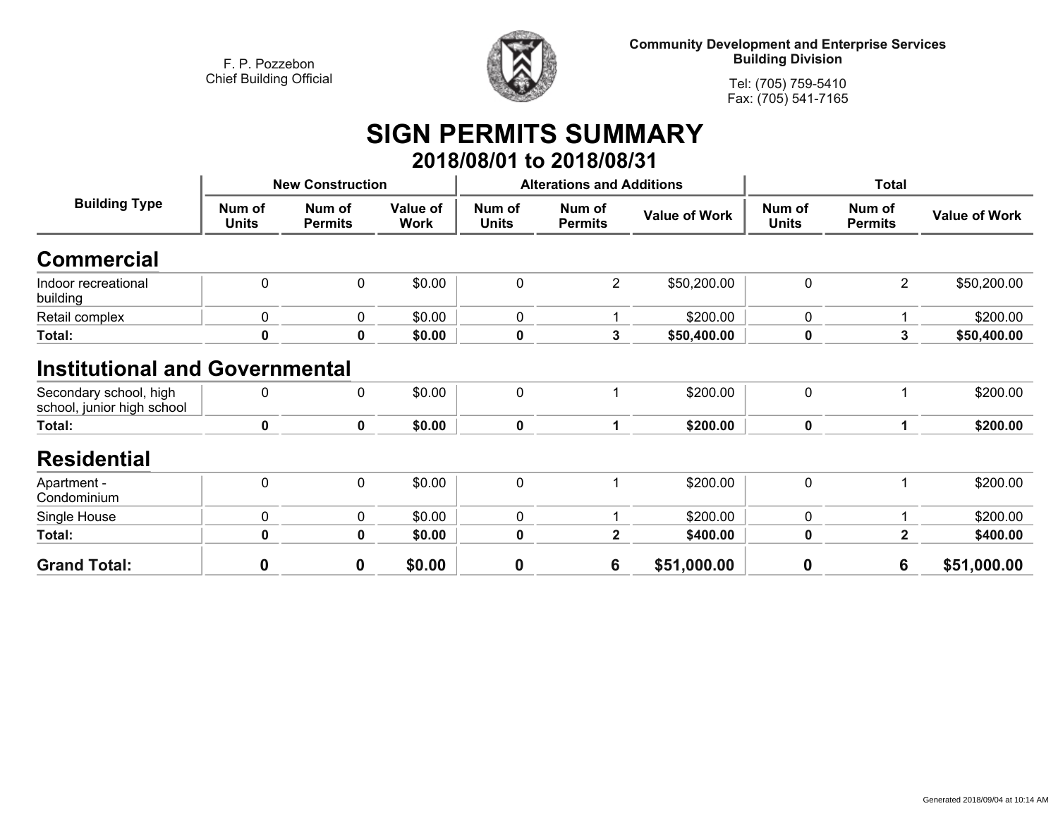F. P. Pozzebon
Chief Building Official

Community Development and Enterprise Services
Building Division

Tel: (705) 759-5410
Fax: (705) 541-7165

# SIGN PERMITS SUMMARY
## 2018/08/01 to 2018/08/31

| Building Type | New Construction | | | Alterations and Additions | | | Total | | |
|---|---|---|---|---|---|---|---|---|---|
| | Num of Units | Num of Permits | Value of Work | Num of Units | Num of Permits | Value of Work | Num of Units | Num of Permits | Value of Work |
| **Commercial** | | | | | | | | | |
| Indoor recreational building | 0 | 0 | $0.00 | 0 | 2 | $50,200.00 | 0 | 2 | $50,200.00 |
| Retail complex | 0 | 0 | $0.00 | 0 | 1 | $200.00 | 0 | 1 | $200.00 |
| **Total:** | **0** | **0** | **$0.00** | **0** | **3** | **$50,400.00** | **0** | **3** | **$50,400.00** |
| **Institutional and Governmental** | | | | | | | | | |
| Secondary school, high school, junior high school | 0 | 0 | $0.00 | 0 | 1 | $200.00 | 0 | 1 | $200.00 |
| **Total:** | **0** | **0** | **$0.00** | **0** | **1** | **$200.00** | **0** | **1** | **$200.00** |
| **Residential** | | | | | | | | | |
| Apartment - Condominium | 0 | 0 | $0.00 | 0 | 1 | $200.00 | 0 | 1 | $200.00 |
| Single House | 0 | 0 | $0.00 | 0 | 1 | $200.00 | 0 | 1 | $200.00 |
| **Total:** | **0** | **0** | **$0.00** | **0** | **2** | **$400.00** | **0** | **2** | **$400.00** |
| **Grand Total:** | **0** | **0** | **$0.00** | **0** | **6** | **$51,000.00** | **0** | **6** | **$51,000.00** |

Generated 2018/09/04 at 10:14 AM